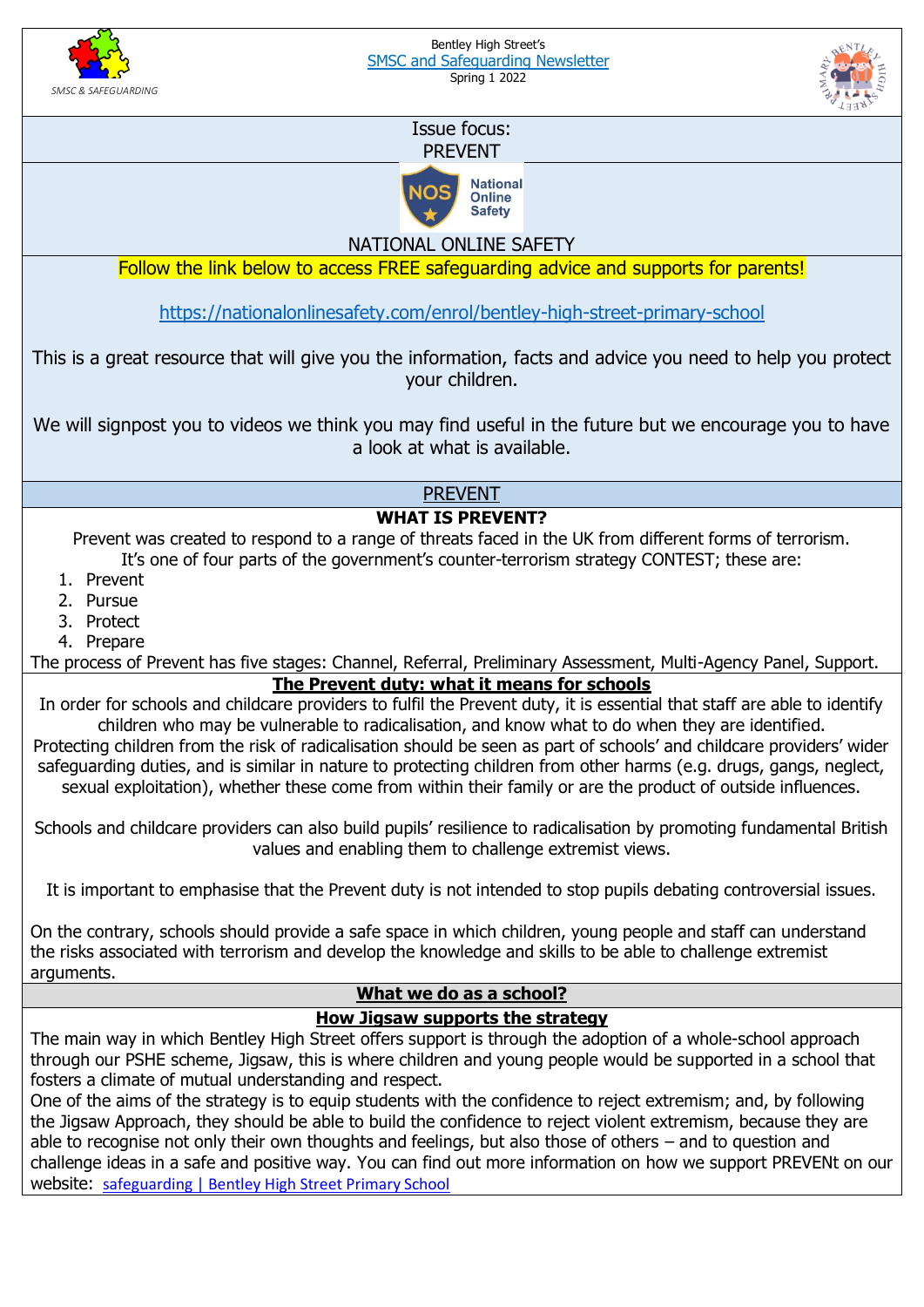SMSC & SAFEGUARDING

Bentley High Street's
SMSC and Safeguarding Newsletter
Spring 1 2022

Issue focus:
PREVENT

NOS National Online Safety

## NATIONAL ONLINE SAFETY

Follow the link below to access FREE safeguarding advice and supports for parents!

https://nationalonlinesafety.com/enrol/bentley-high-street-primary-school

This is a great resource that will give you the information, facts and advice you need to help you protect your children.

We will signpost you to videos we think you may find useful in the future but we encourage you to have a look at what is available.

## PREVENT

### WHAT IS PREVENT?

Prevent was created to respond to a range of threats faced in the UK from different forms of terrorism. It's one of four parts of the government's counter-terrorism strategy CONTEST; these are:

1. Prevent
2. Pursue
3. Protect
4. Prepare

The process of Prevent has five stages: Channel, Referral, Preliminary Assessment, Multi-Agency Panel, Support.

### The Prevent duty: what it means for schools

In order for schools and childcare providers to fulfil the Prevent duty, it is essential that staff are able to identify children who may be vulnerable to radicalisation, and know what to do when they are identified. Protecting children from the risk of radicalisation should be seen as part of schools' and childcare providers' wider safeguarding duties, and is similar in nature to protecting children from other harms (e.g. drugs, gangs, neglect, sexual exploitation), whether these come from within their family or are the product of outside influences.

Schools and childcare providers can also build pupils' resilience to radicalisation by promoting fundamental British values and enabling them to challenge extremist views.

It is important to emphasise that the Prevent duty is not intended to stop pupils debating controversial issues.

On the contrary, schools should provide a safe space in which children, young people and staff can understand the risks associated with terrorism and develop the knowledge and skills to be able to challenge extremist arguments.

### What we do as a school?

### How Jigsaw supports the strategy

The main way in which Bentley High Street offers support is through the adoption of a whole-school approach through our PSHE scheme, Jigsaw, this is where children and young people would be supported in a school that fosters a climate of mutual understanding and respect.

One of the aims of the strategy is to equip students with the confidence to reject extremism; and, by following the Jigsaw Approach, they should be able to build the confidence to reject violent extremism, because they are able to recognise not only their own thoughts and feelings, but also those of others – and to question and challenge ideas in a safe and positive way. You can find out more information on how we support PREVENt on our website: safeguarding | Bentley High Street Primary School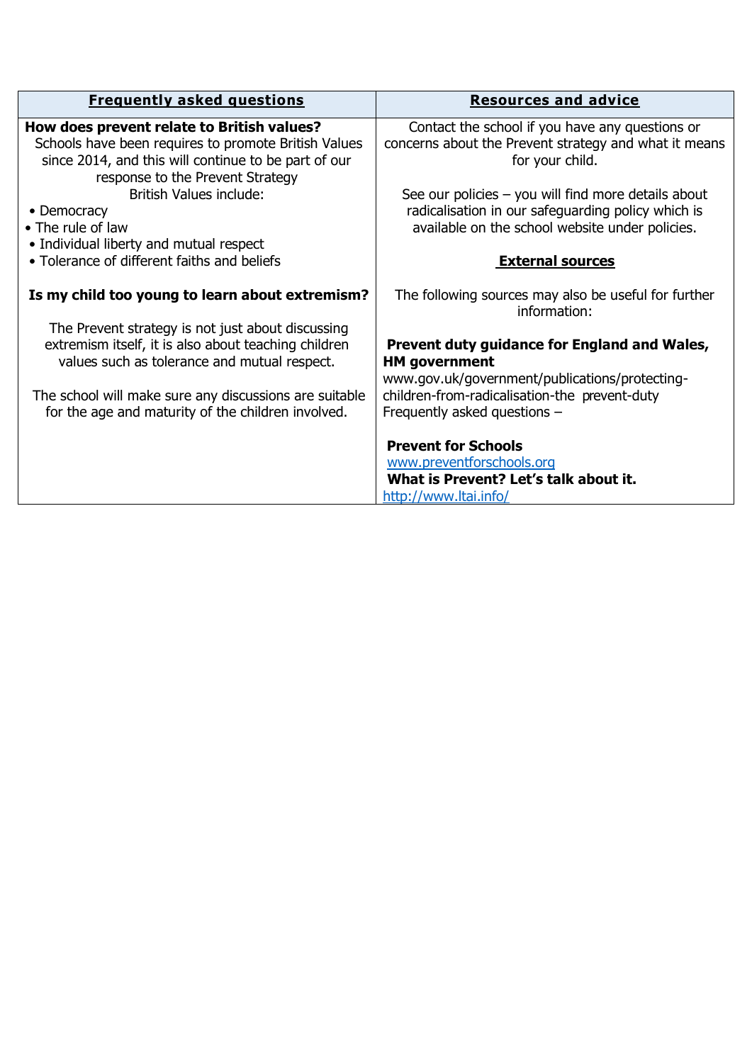| Frequently asked questions | Resources and advice |
|---|---|
| **How does prevent relate to British values?**<br>Schools have been requires to promote British Values since 2014, and this will continue to be part of our response to the Prevent Strategy<br>British Values include:<br>• Democracy<br>• The rule of law<br>• Individual liberty and mutual respect<br>• Tolerance of different faiths and beliefs<br><br>**Is my child too young to learn about extremism?**<br><br>The Prevent strategy is not just about discussing extremism itself, it is also about teaching children values such as tolerance and mutual respect.<br><br>The school will make sure any discussions are suitable for the age and maturity of the children involved. | Contact the school if you have any questions or concerns about the Prevent strategy and what it means for your child.<br><br>See our policies – you will find more details about radicalisation in our safeguarding policy which is available on the school website under policies.<br><br>**External sources**<br><br>The following sources may also be useful for further information:<br><br>**Prevent duty guidance for England and Wales, HM government**<br>www.gov.uk/government/publications/protecting-children-from-radicalisation-the prevent-duty<br>Frequently asked questions –<br><br>**Prevent for Schools**<br>www.preventforschools.org<br>**What is Prevent? Let's talk about it.**<br>http://www.ltai.info/ |